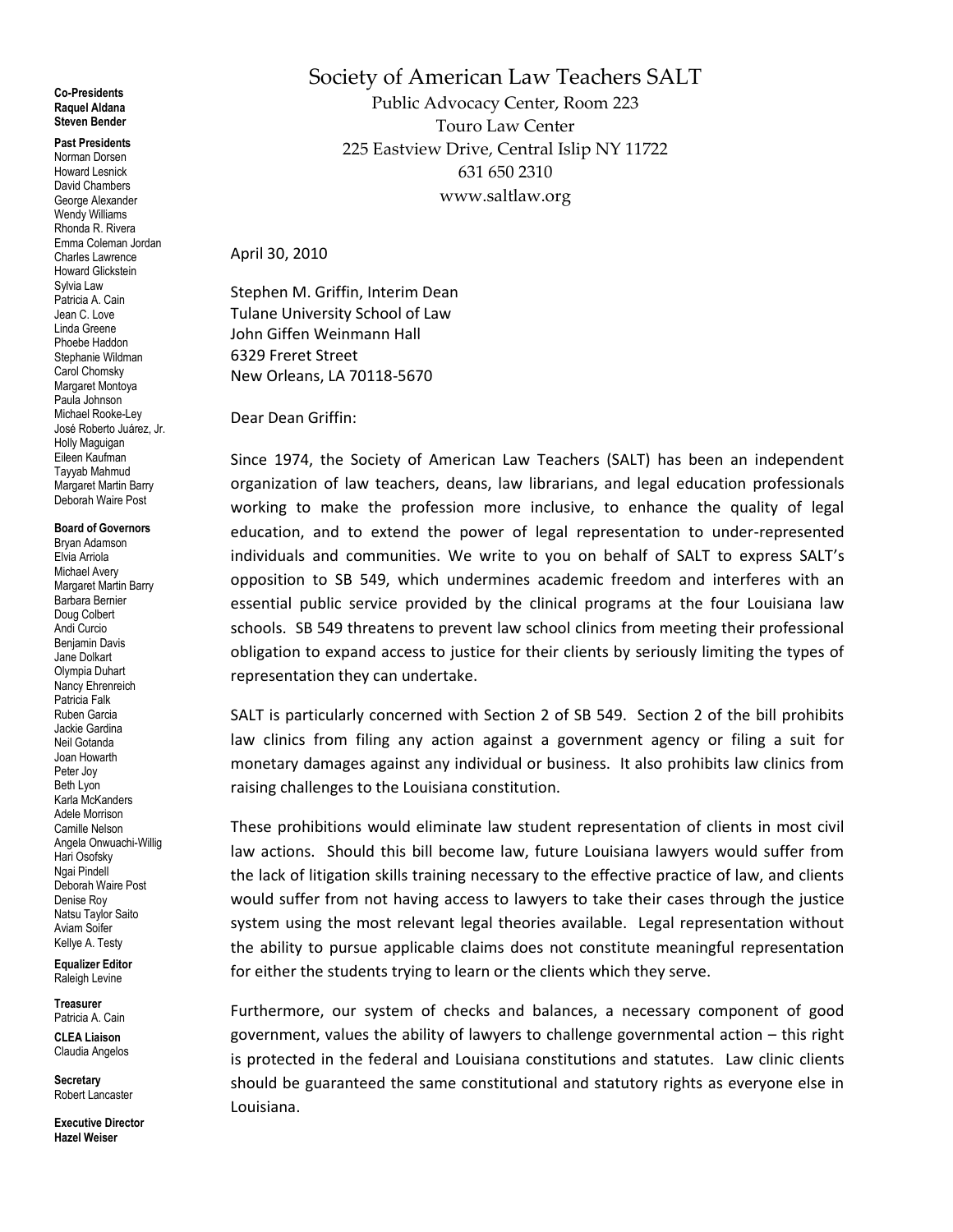# Society of American Law Teachers SALT

Public Advocacy Center, Room 223
Touro Law Center
225 Eastview Drive, Central Islip NY 11722
631 650 2310
www.saltlaw.org

**Co-Presidents**
**Raquel Aldana**
**Steven Bender**

**Past Presidents**
Norman Dorsen
Howard Lesnick
David Chambers
George Alexander
Wendy Williams
Rhonda R. Rivera
Emma Coleman Jordan
Charles Lawrence
Howard Glickstein
Sylvia Law
Patricia A. Cain
Jean C. Love
Linda Greene
Phoebe Haddon
Stephanie Wildman
Carol Chomsky
Margaret Montoya
Paula Johnson
Michael Rooke-Ley
José Roberto Juárez, Jr.
Holly Maguigan
Eileen Kaufman
Tayyab Mahmud
Margaret Martin Barry
Deborah Waire Post

**Board of Governors**
Bryan Adamson
Elvia Arriola
Michael Avery
Margaret Martin Barry
Barbara Bernier
Doug Colbert
Andi Curcio
Benjamin Davis
Jane Dolkart
Olympia Duhart
Nancy Ehrenreich
Patricia Falk
Ruben Garcia
Jackie Gardina
Neil Gotanda
Joan Howarth
Peter Joy
Beth Lyon
Karla McKanders
Adele Morrison
Camille Nelson
Angela Onwuachi-Willig
Hari Osofsky
Ngai Pindell
Deborah Waire Post
Denise Roy
Natsu Taylor Saito
Aviam Soifer
Kellye A. Testy

**Equalizer Editor**
Raleigh Levine

**Treasurer**
Patricia A. Cain

**CLEA Liaison**
Claudia Angelos

**Secretary**
Robert Lancaster

**Executive Director**
**Hazel Weiser**

April 30, 2010

Stephen M. Griffin, Interim Dean
Tulane University School of Law
John Giffen Weinmann Hall
6329 Freret Street
New Orleans, LA 70118-5670

Dear Dean Griffin:

Since 1974, the Society of American Law Teachers (SALT) has been an independent organization of law teachers, deans, law librarians, and legal education professionals working to make the profession more inclusive, to enhance the quality of legal education, and to extend the power of legal representation to under-represented individuals and communities. We write to you on behalf of SALT to express SALT's opposition to SB 549, which undermines academic freedom and interferes with an essential public service provided by the clinical programs at the four Louisiana law schools. SB 549 threatens to prevent law school clinics from meeting their professional obligation to expand access to justice for their clients by seriously limiting the types of representation they can undertake.

SALT is particularly concerned with Section 2 of SB 549. Section 2 of the bill prohibits law clinics from filing any action against a government agency or filing a suit for monetary damages against any individual or business. It also prohibits law clinics from raising challenges to the Louisiana constitution.

These prohibitions would eliminate law student representation of clients in most civil law actions. Should this bill become law, future Louisiana lawyers would suffer from the lack of litigation skills training necessary to the effective practice of law, and clients would suffer from not having access to lawyers to take their cases through the justice system using the most relevant legal theories available. Legal representation without the ability to pursue applicable claims does not constitute meaningful representation for either the students trying to learn or the clients which they serve.

Furthermore, our system of checks and balances, a necessary component of good government, values the ability of lawyers to challenge governmental action – this right is protected in the federal and Louisiana constitutions and statutes. Law clinic clients should be guaranteed the same constitutional and statutory rights as everyone else in Louisiana.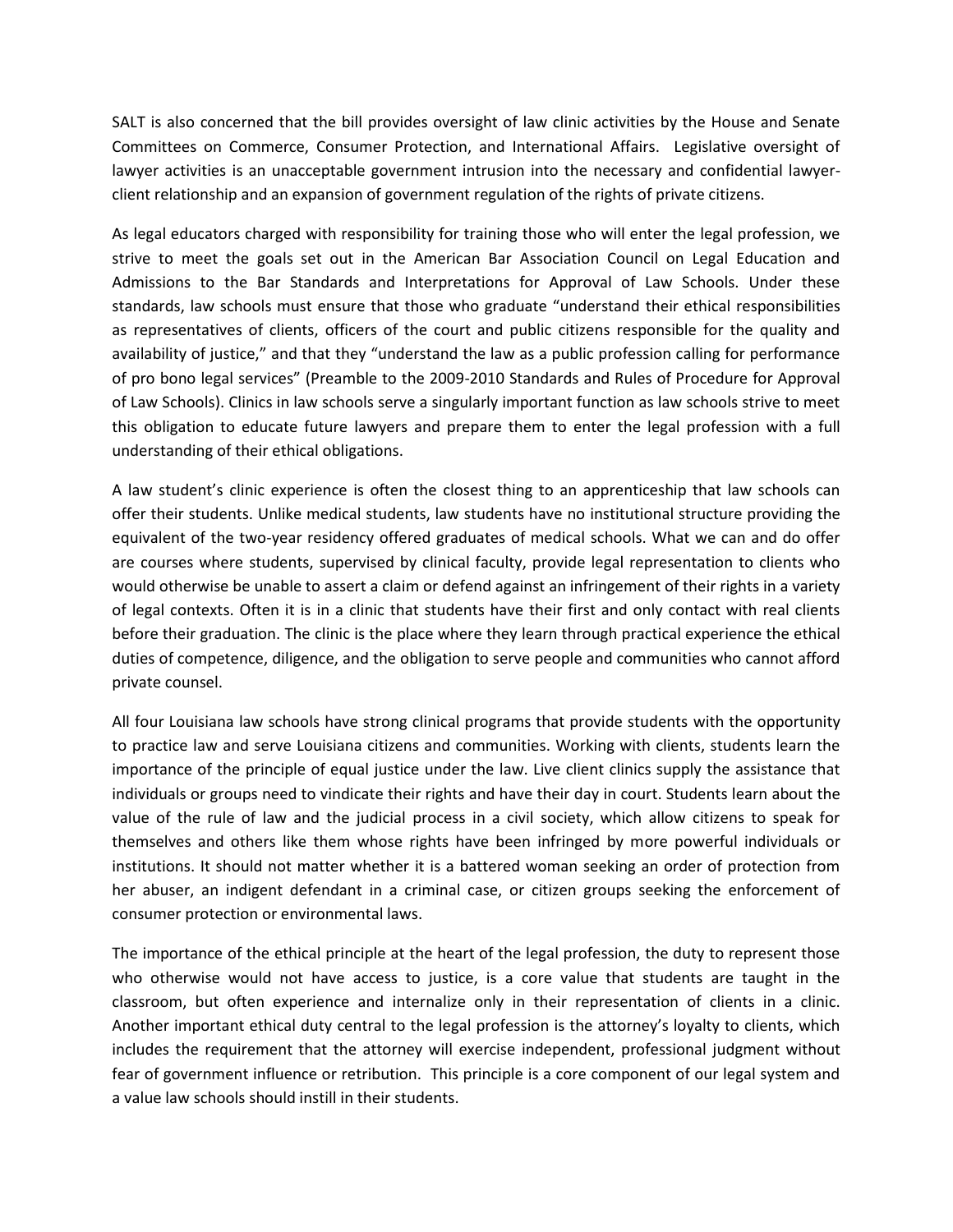SALT is also concerned that the bill provides oversight of law clinic activities by the House and Senate Committees on Commerce, Consumer Protection, and International Affairs. Legislative oversight of lawyer activities is an unacceptable government intrusion into the necessary and confidential lawyer-client relationship and an expansion of government regulation of the rights of private citizens.

As legal educators charged with responsibility for training those who will enter the legal profession, we strive to meet the goals set out in the American Bar Association Council on Legal Education and Admissions to the Bar Standards and Interpretations for Approval of Law Schools. Under these standards, law schools must ensure that those who graduate "understand their ethical responsibilities as representatives of clients, officers of the court and public citizens responsible for the quality and availability of justice," and that they "understand the law as a public profession calling for performance of pro bono legal services" (Preamble to the 2009-2010 Standards and Rules of Procedure for Approval of Law Schools). Clinics in law schools serve a singularly important function as law schools strive to meet this obligation to educate future lawyers and prepare them to enter the legal profession with a full understanding of their ethical obligations.

A law student's clinic experience is often the closest thing to an apprenticeship that law schools can offer their students. Unlike medical students, law students have no institutional structure providing the equivalent of the two-year residency offered graduates of medical schools. What we can and do offer are courses where students, supervised by clinical faculty, provide legal representation to clients who would otherwise be unable to assert a claim or defend against an infringement of their rights in a variety of legal contexts. Often it is in a clinic that students have their first and only contact with real clients before their graduation. The clinic is the place where they learn through practical experience the ethical duties of competence, diligence, and the obligation to serve people and communities who cannot afford private counsel.

All four Louisiana law schools have strong clinical programs that provide students with the opportunity to practice law and serve Louisiana citizens and communities. Working with clients, students learn the importance of the principle of equal justice under the law. Live client clinics supply the assistance that individuals or groups need to vindicate their rights and have their day in court. Students learn about the value of the rule of law and the judicial process in a civil society, which allow citizens to speak for themselves and others like them whose rights have been infringed by more powerful individuals or institutions. It should not matter whether it is a battered woman seeking an order of protection from her abuser, an indigent defendant in a criminal case, or citizen groups seeking the enforcement of consumer protection or environmental laws.

The importance of the ethical principle at the heart of the legal profession, the duty to represent those who otherwise would not have access to justice, is a core value that students are taught in the classroom, but often experience and internalize only in their representation of clients in a clinic. Another important ethical duty central to the legal profession is the attorney's loyalty to clients, which includes the requirement that the attorney will exercise independent, professional judgment without fear of government influence or retribution. This principle is a core component of our legal system and a value law schools should instill in their students.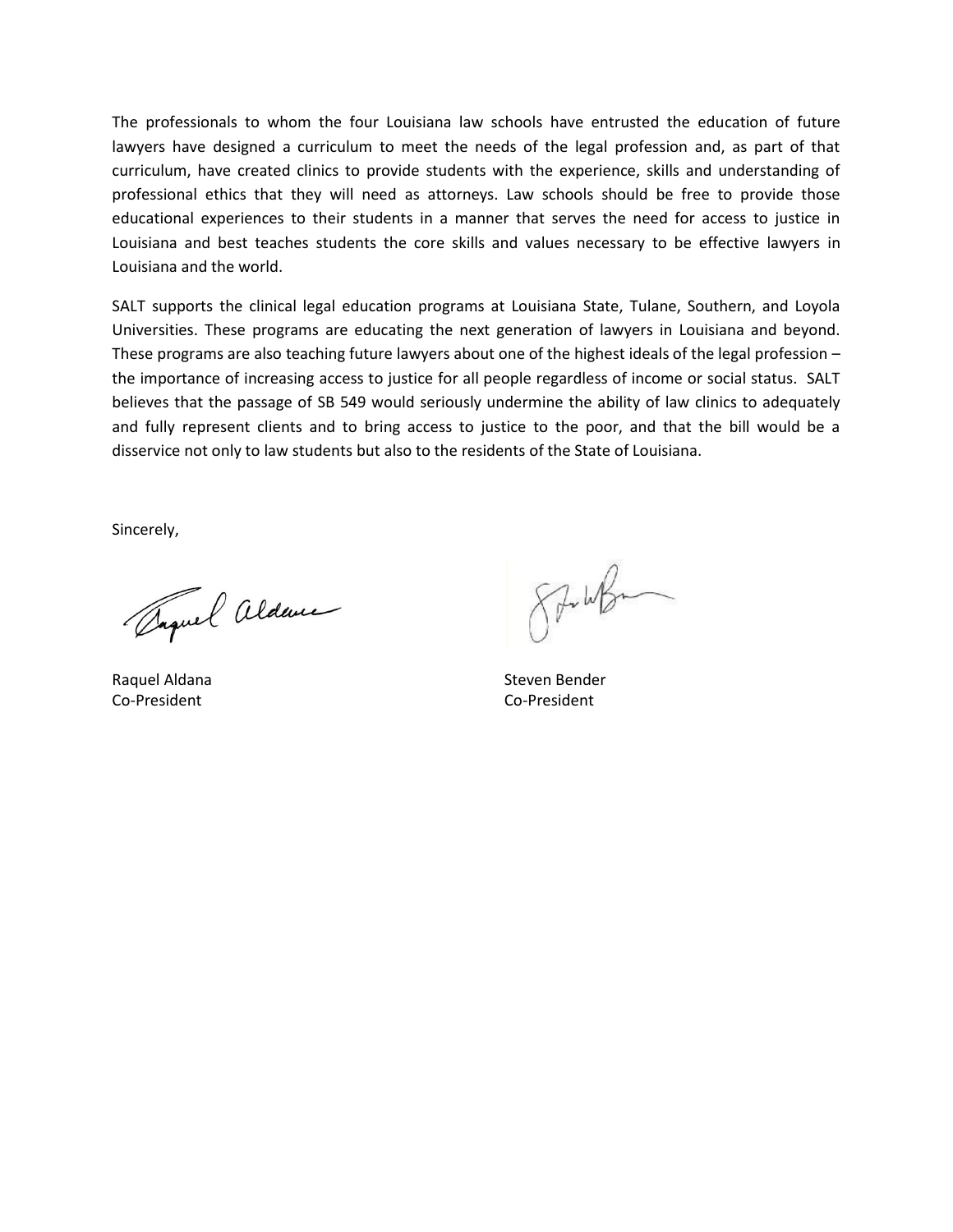The professionals to whom the four Louisiana law schools have entrusted the education of future lawyers have designed a curriculum to meet the needs of the legal profession and, as part of that curriculum, have created clinics to provide students with the experience, skills and understanding of professional ethics that they will need as attorneys. Law schools should be free to provide those educational experiences to their students in a manner that serves the need for access to justice in Louisiana and best teaches students the core skills and values necessary to be effective lawyers in Louisiana and the world.

SALT supports the clinical legal education programs at Louisiana State, Tulane, Southern, and Loyola Universities. These programs are educating the next generation of lawyers in Louisiana and beyond. These programs are also teaching future lawyers about one of the highest ideals of the legal profession – the importance of increasing access to justice for all people regardless of income or social status. SALT believes that the passage of SB 549 would seriously undermine the ability of law clinics to adequately and fully represent clients and to bring access to justice to the poor, and that the bill would be a disservice not only to law students but also to the residents of the State of Louisiana.

Sincerely,

Raquel Aldana
Co-President

Steven Bender
Co-President